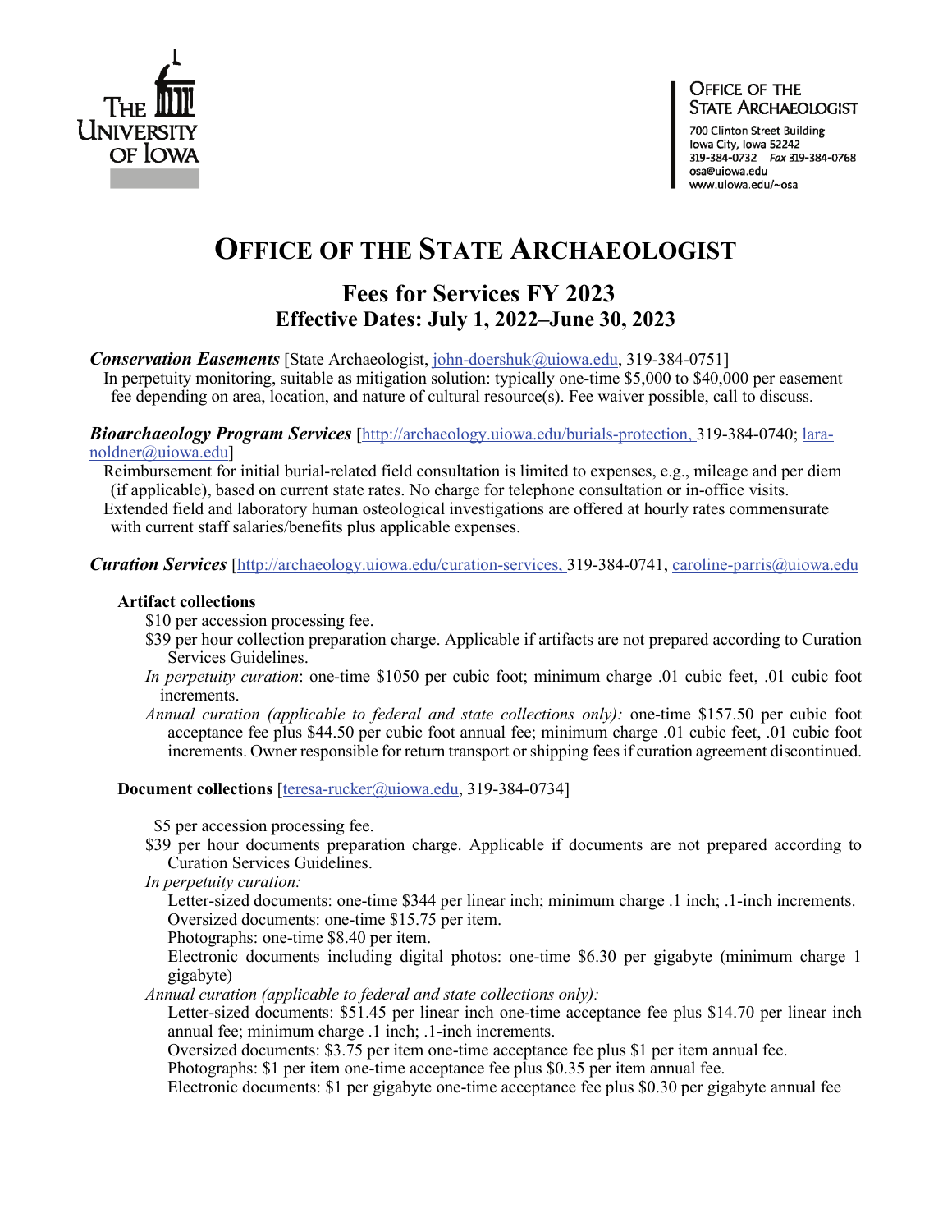The University of Iowa

OFFICE OF THE STATE ARCHAEOLOGIST
700 Clinton Street Building
Iowa City, Iowa 52242
319-384-0732 *Fax* 319-384-0768
osa@uiowa.edu
www.uiowa.edu/~osa

# OFFICE OF THE STATE ARCHAEOLOGIST

## Fees for Services FY 2023
## Effective Dates: July 1, 2022–June 30, 2023

***Conservation Easements*** [State Archaeologist, john-doershuk@uiowa.edu, 319-384-0751]

In perpetuity monitoring, suitable as mitigation solution: typically one-time $5,000 to $40,000 per easement fee depending on area, location, and nature of cultural resource(s). Fee waiver possible, call to discuss.

***Bioarchaeology Program Services*** [http://archaeology.uiowa.edu/burials-protection, 319-384-0740; lara-noldner@uiowa.edu]

Reimbursement for initial burial-related field consultation is limited to expenses, e.g., mileage and per diem (if applicable), based on current state rates. No charge for telephone consultation or in-office visits.

Extended field and laboratory human osteological investigations are offered at hourly rates commensurate with current staff salaries/benefits plus applicable expenses.

***Curation Services*** [http://archaeology.uiowa.edu/curation-services, 319-384-0741, caroline-parris@uiowa.edu

**Artifact collections**

$10 per accession processing fee.

$39 per hour collection preparation charge. Applicable if artifacts are not prepared according to Curation Services Guidelines.

*In perpetuity curation*: one-time $1050 per cubic foot; minimum charge .01 cubic feet, .01 cubic foot increments.

*Annual curation (applicable to federal and state collections only):* one-time $157.50 per cubic foot acceptance fee plus $44.50 per cubic foot annual fee; minimum charge .01 cubic feet, .01 cubic foot increments. Owner responsible for return transport or shipping fees if curation agreement discontinued.

**Document collections** [teresa-rucker@uiowa.edu, 319-384-0734]

$5 per accession processing fee.

$39 per hour documents preparation charge. Applicable if documents are not prepared according to Curation Services Guidelines.

*In perpetuity curation:*

Letter-sized documents: one-time $344 per linear inch; minimum charge .1 inch; .1-inch increments.

Oversized documents: one-time $15.75 per item.

Photographs: one-time $8.40 per item.

Electronic documents including digital photos: one-time $6.30 per gigabyte (minimum charge 1 gigabyte)

*Annual curation (applicable to federal and state collections only):*

Letter-sized documents: $51.45 per linear inch one-time acceptance fee plus $14.70 per linear inch annual fee; minimum charge .1 inch; .1-inch increments.

Oversized documents: $3.75 per item one-time acceptance fee plus $1 per item annual fee.

Photographs: $1 per item one-time acceptance fee plus $0.35 per item annual fee.

Electronic documents: $1 per gigabyte one-time acceptance fee plus $0.30 per gigabyte annual fee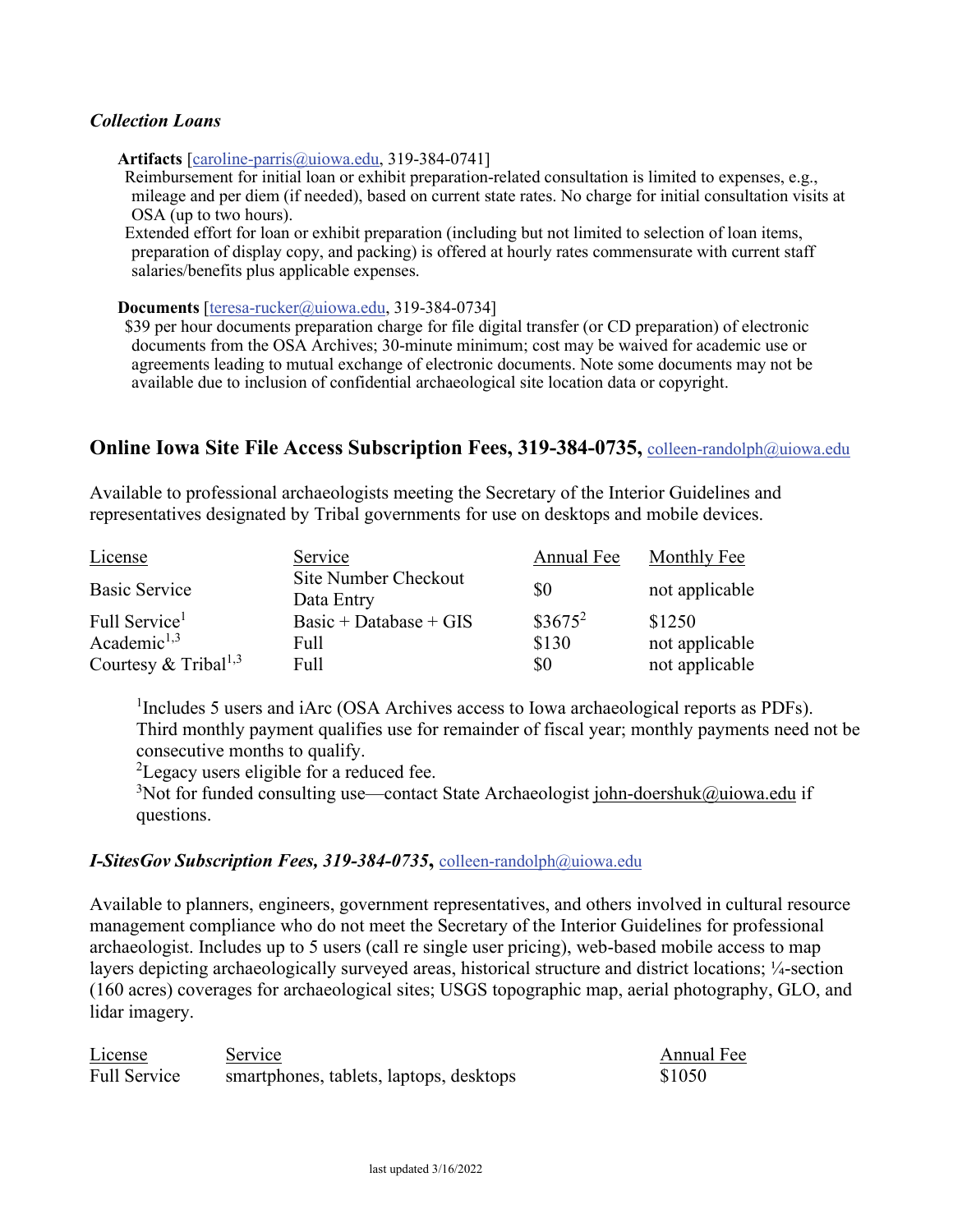### *Collection Loans*

**Artifacts** [caroline-parris@uiowa.edu, 319-384-0741]
Reimbursement for initial loan or exhibit preparation-related consultation is limited to expenses, e.g., mileage and per diem (if needed), based on current state rates. No charge for initial consultation visits at OSA (up to two hours).
Extended effort for loan or exhibit preparation (including but not limited to selection of loan items, preparation of display copy, and packing) is offered at hourly rates commensurate with current staff salaries/benefits plus applicable expenses.

**Documents** [teresa-rucker@uiowa.edu, 319-384-0734]
$39 per hour documents preparation charge for file digital transfer (or CD preparation) of electronic documents from the OSA Archives; 30-minute minimum; cost may be waived for academic use or agreements leading to mutual exchange of electronic documents. Note some documents may not be available due to inclusion of confidential archaeological site location data or copyright.

## Online Iowa Site File Access Subscription Fees, 319-384-0735, colleen-randolph@uiowa.edu

Available to professional archaeologists meeting the Secretary of the Interior Guidelines and representatives designated by Tribal governments for use on desktops and mobile devices.

| License | Service | Annual Fee | Monthly Fee |
|---|---|---|---|
| Basic Service | Site Number Checkout<br>Data Entry | $0 | not applicable |
| Full Service[1] | Basic + Database + GIS | $3675[2] | $1250 |
| Academic[1,3] | Full | $130 | not applicable |
| Courtesy & Tribal[1,3] | Full | $0 | not applicable |

[1]Includes 5 users and iArc (OSA Archives access to Iowa archaeological reports as PDFs). Third monthly payment qualifies use for remainder of fiscal year; monthly payments need not be consecutive months to qualify.
[2]Legacy users eligible for a reduced fee.
[3]Not for funded consulting use—contact State Archaeologist john-doershuk@uiowa.edu if questions.

### *I-SitesGov Subscription Fees, 319-384-0735*, colleen-randolph@uiowa.edu

Available to planners, engineers, government representatives, and others involved in cultural resource management compliance who do not meet the Secretary of the Interior Guidelines for professional archaeologist. Includes up to 5 users (call re single user pricing), web-based mobile access to map layers depicting archaeologically surveyed areas, historical structure and district locations; ¼-section (160 acres) coverages for archaeological sites; USGS topographic map, aerial photography, GLO, and lidar imagery.

| License | Service | Annual Fee |
|---|---|---|
| Full Service | smartphones, tablets, laptops, desktops | $1050 |

last updated 3/16/2022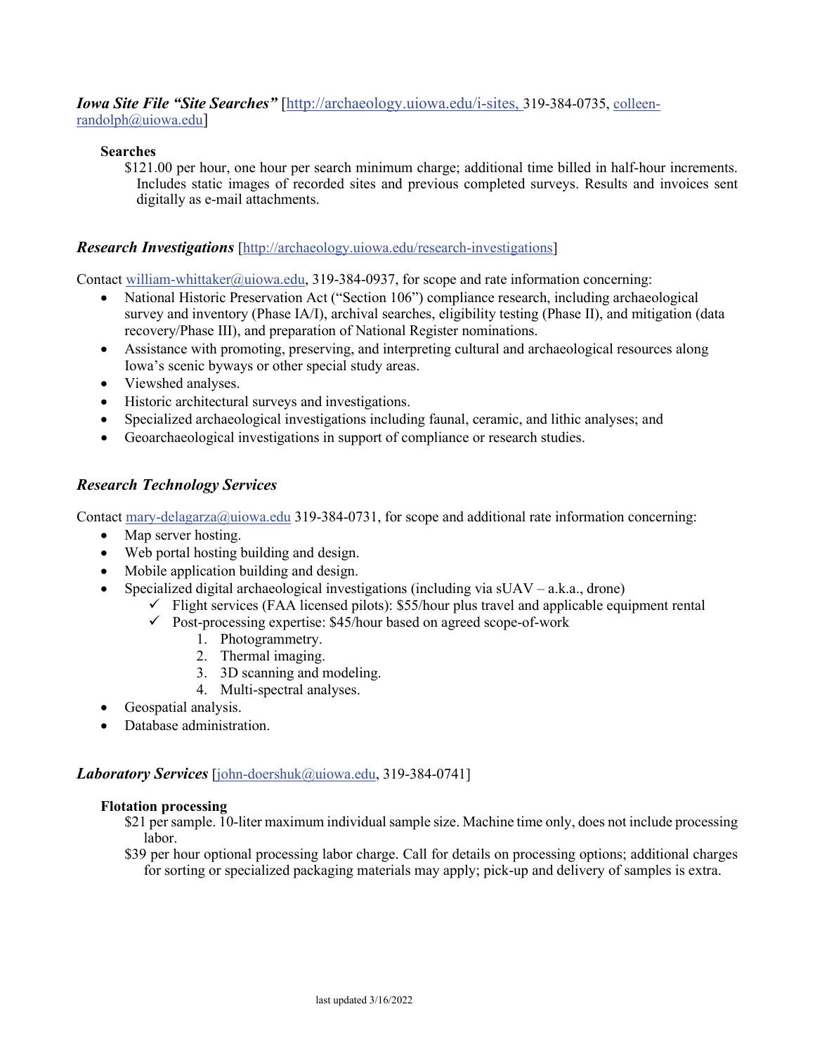***Iowa Site File "Site Searches"*** [http://archaeology.uiowa.edu/i-sites, 319-384-0735, colleen-randolph@uiowa.edu]

**Searches**

$121.00 per hour, one hour per search minimum charge; additional time billed in half-hour increments. Includes static images of recorded sites and previous completed surveys. Results and invoices sent digitally as e-mail attachments.

***Research Investigations*** [http://archaeology.uiowa.edu/research-investigations]

Contact william-whittaker@uiowa.edu, 319-384-0937, for scope and rate information concerning:

- National Historic Preservation Act ("Section 106") compliance research, including archaeological survey and inventory (Phase IA/I), archival searches, eligibility testing (Phase II), and mitigation (data recovery/Phase III), and preparation of National Register nominations.
- Assistance with promoting, preserving, and interpreting cultural and archaeological resources along Iowa's scenic byways or other special study areas.
- Viewshed analyses.
- Historic architectural surveys and investigations.
- Specialized archaeological investigations including faunal, ceramic, and lithic analyses; and
- Geoarchaeological investigations in support of compliance or research studies.

***Research Technology Services***

Contact mary-delagarza@uiowa.edu 319-384-0731, for scope and additional rate information concerning:

- Map server hosting.
- Web portal hosting building and design.
- Mobile application building and design.
- Specialized digital archaeological investigations (including via sUAV – a.k.a., drone)
  - ✓ Flight services (FAA licensed pilots): $55/hour plus travel and applicable equipment rental
  - ✓ Post-processing expertise: $45/hour based on agreed scope-of-work
    1. Photogrammetry.
    2. Thermal imaging.
    3. 3D scanning and modeling.
    4. Multi-spectral analyses.
- Geospatial analysis.
- Database administration.

***Laboratory Services*** [john-doershuk@uiowa.edu, 319-384-0741]

**Flotation processing**

$21 per sample. 10-liter maximum individual sample size. Machine time only, does not include processing labor.

$39 per hour optional processing labor charge. Call for details on processing options; additional charges for sorting or specialized packaging materials may apply; pick-up and delivery of samples is extra.

last updated 3/16/2022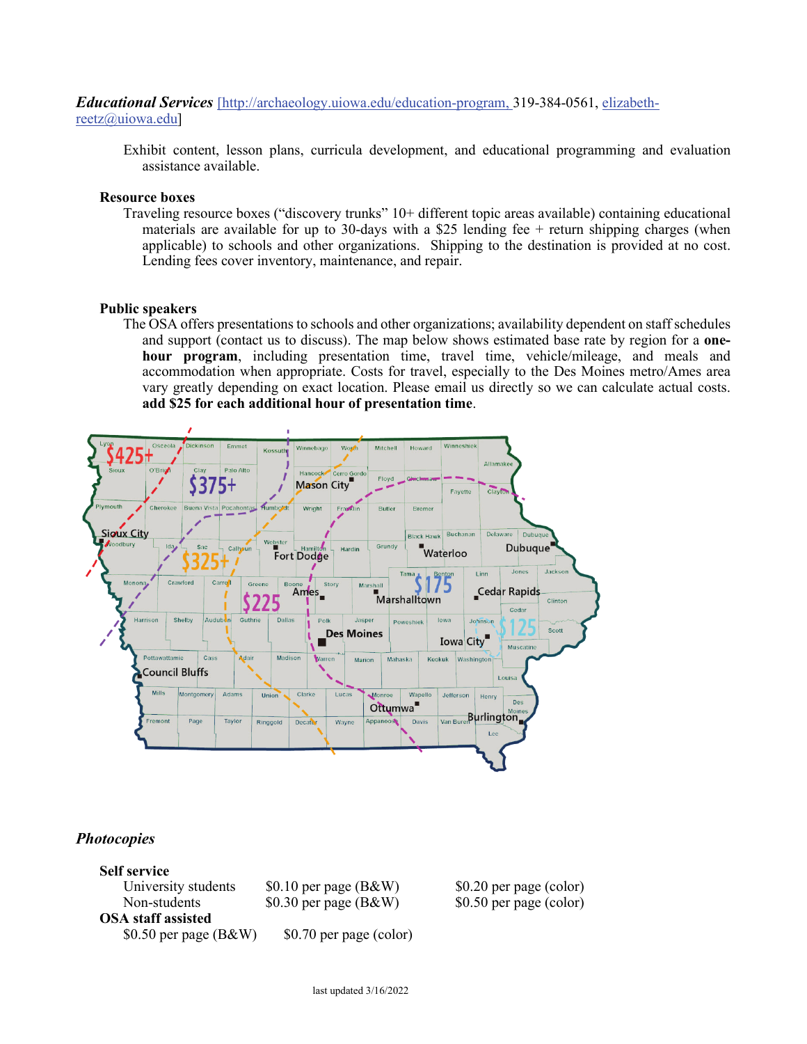***Educational Services*** [http://archaeology.uiowa.edu/education-program, 319-384-0561, elizabeth-reetz@uiowa.edu]

Exhibit content, lesson plans, curricula development, and educational programming and evaluation assistance available.

**Resource boxes**

Traveling resource boxes ("discovery trunks" 10+ different topic areas available) containing educational materials are available for up to 30-days with a $25 lending fee + return shipping charges (when applicable) to schools and other organizations. Shipping to the destination is provided at no cost. Lending fees cover inventory, maintenance, and repair.

**Public speakers**

The OSA offers presentations to schools and other organizations; availability dependent on staff schedules and support (contact us to discuss). The map below shows estimated base rate by region for a **one-hour program**, including presentation time, travel time, vehicle/mileage, and meals and accommodation when appropriate. Costs for travel, especially to the Des Moines metro/Ames area vary greatly depending on exact location. Please email us directly so we can calculate actual costs. **add $25 for each additional hour of presentation time**.

$425+
$375+
$325+
$225
$175
$125

Sioux City, Mason City, Fort Dodge, Waterloo, Dubuque, Ames, Marshalltown, Cedar Rapids, Des Moines, Iowa City, Council Bluffs, Ottumwa, Burlington

***Photocopies***

**Self service**

| | | |
|---|---|---|
| University students | $0.10 per page (B&W) | $0.20 per page (color) |
| Non-students | $0.30 per page (B&W) | $0.50 per page (color) |

**OSA staff assisted**

$0.50 per page (B&W) $0.70 per page (color)

last updated 3/16/2022